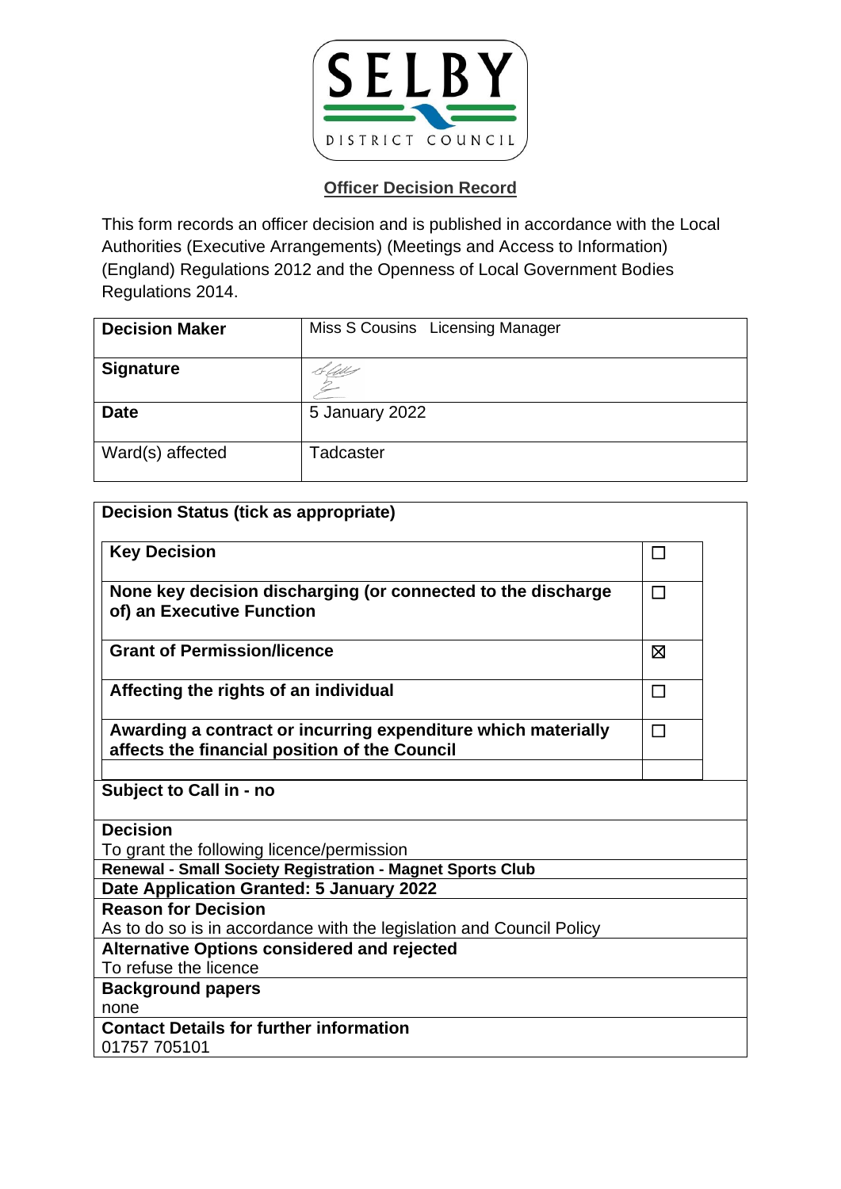SELBY DISTRICT COUNCIL

## Officer Decision Record

This form records an officer decision and is published in accordance with the Local Authorities (Executive Arrangements) (Meetings and Access to Information) (England) Regulations 2012 and the Openness of Local Government Bodies Regulations 2014.

| **Decision Maker** | Miss S Cousins   Licensing Manager |
|---|---|
| **Signature** | |
| **Date** | 5 January 2022 |
| Ward(s) affected | Tadcaster |

**Decision Status (tick as appropriate)**

| | |
|---|---|
| **Key Decision** | ☐ |
| **None key decision discharging (or connected to the discharge of) an Executive Function** | ☐ |
| **Grant of Permission/licence** | ☒ |
| **Affecting the rights of an individual** | ☐ |
| **Awarding a contract or incurring expenditure which materially affects the financial position of the Council** | ☐ |

**Subject to Call in - no**

**Decision**
To grant the following licence/permission

**Renewal - Small Society Registration - Magnet Sports Club**

**Date Application Granted: 5 January 2022**

**Reason for Decision**
As to do so is in accordance with the legislation and Council Policy

**Alternative Options considered and rejected**
To refuse the licence

**Background papers**
none

**Contact Details for further information**
01757 705101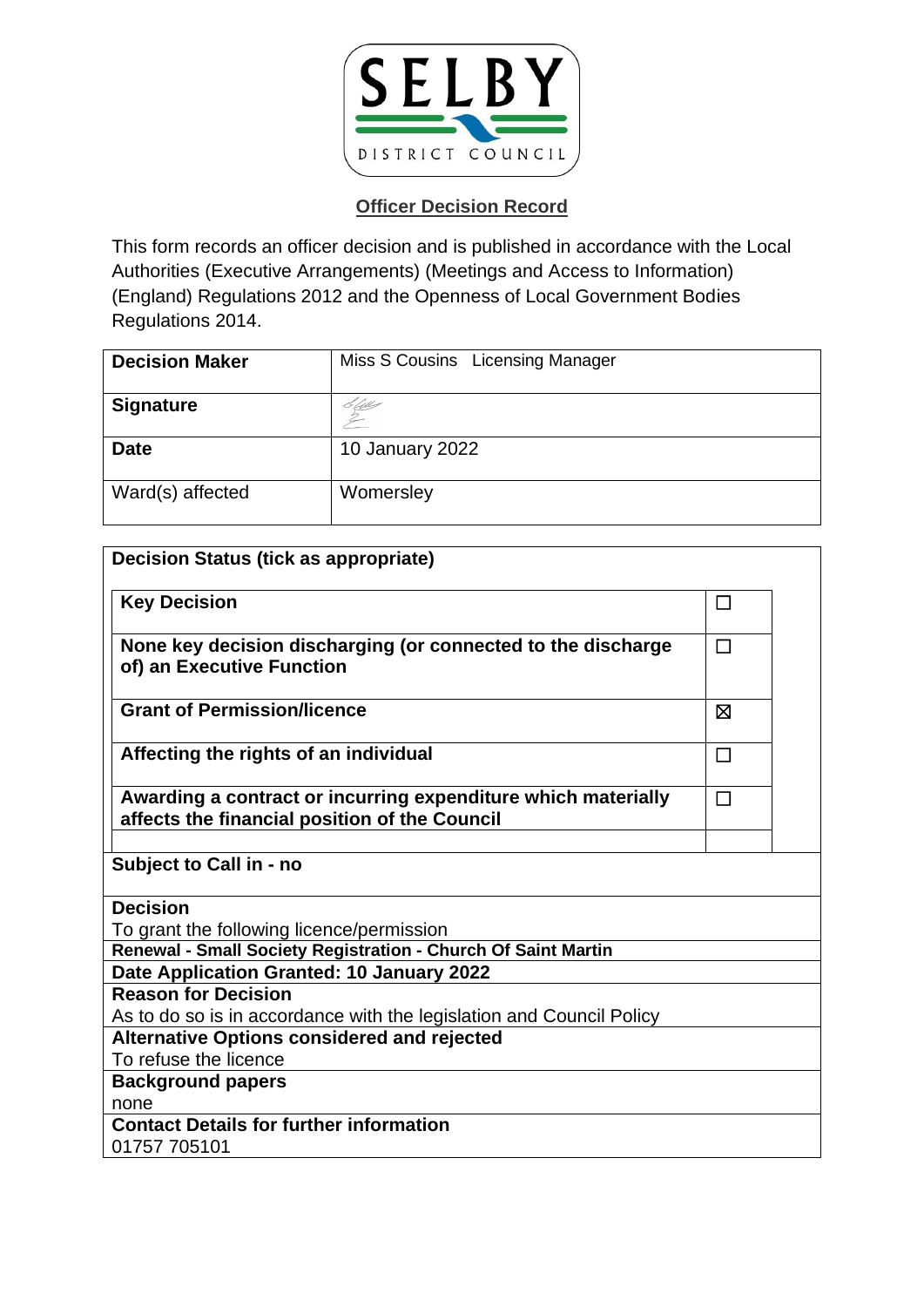SELBY DISTRICT COUNCIL

## Officer Decision Record

This form records an officer decision and is published in accordance with the Local Authorities (Executive Arrangements) (Meetings and Access to Information) (England) Regulations 2012 and the Openness of Local Government Bodies Regulations 2014.

| **Decision Maker** | Miss S Cousins Licensing Manager |
|---|---|
| **Signature** | |
| **Date** | 10 January 2022 |
| Ward(s) affected | Womersley |

| **Decision Status (tick as appropriate)** | |
|---|---|
| **Key Decision** | ☐ |
| **None key decision discharging (or connected to the discharge of) an Executive Function** | ☐ |
| **Grant of Permission/licence** | ☒ |
| **Affecting the rights of an individual** | ☐ |
| **Awarding a contract or incurring expenditure which materially affects the financial position of the Council** | ☐ |

**Subject to Call in - no**

**Decision**
To grant the following licence/permission

**Renewal - Small Society Registration - Church Of Saint Martin**

**Date Application Granted: 10 January 2022**

**Reason for Decision**
As to do so is in accordance with the legislation and Council Policy

**Alternative Options considered and rejected**
To refuse the licence

**Background papers**
none

**Contact Details for further information**
01757 705101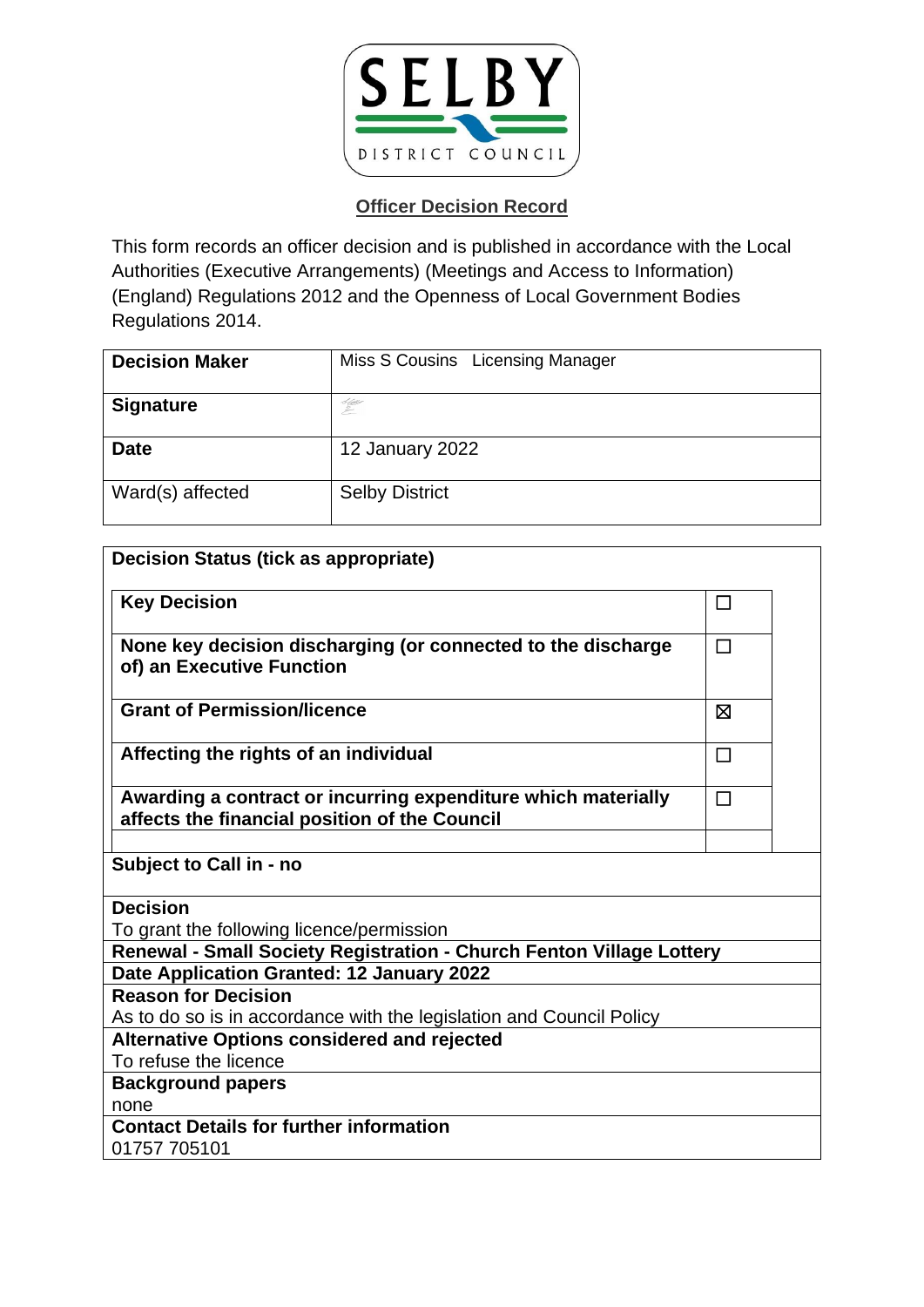SELBY DISTRICT COUNCIL

## Officer Decision Record

This form records an officer decision and is published in accordance with the Local Authorities (Executive Arrangements) (Meetings and Access to Information) (England) Regulations 2012 and the Openness of Local Government Bodies Regulations 2014.

| | |
|---|---|
| **Decision Maker** | Miss S Cousins Licensing Manager |
| **Signature** | |
| **Date** | 12 January 2022 |
| Ward(s) affected | Selby District |

| **Decision Status (tick as appropriate)** | |
|---|---|
| **Key Decision** | ☐ |
| **None key decision discharging (or connected to the discharge of) an Executive Function** | ☐ |
| **Grant of Permission/licence** | ☒ |
| **Affecting the rights of an individual** | ☐ |
| **Awarding a contract or incurring expenditure which materially affects the financial position of the Council** | ☐ |

**Subject to Call in - no**

**Decision**
To grant the following licence/permission

**Renewal - Small Society Registration - Church Fenton Village Lottery**

**Date Application Granted: 12 January 2022**

**Reason for Decision**
As to do so is in accordance with the legislation and Council Policy

**Alternative Options considered and rejected**
To refuse the licence

**Background papers**
none

**Contact Details for further information**
01757 705101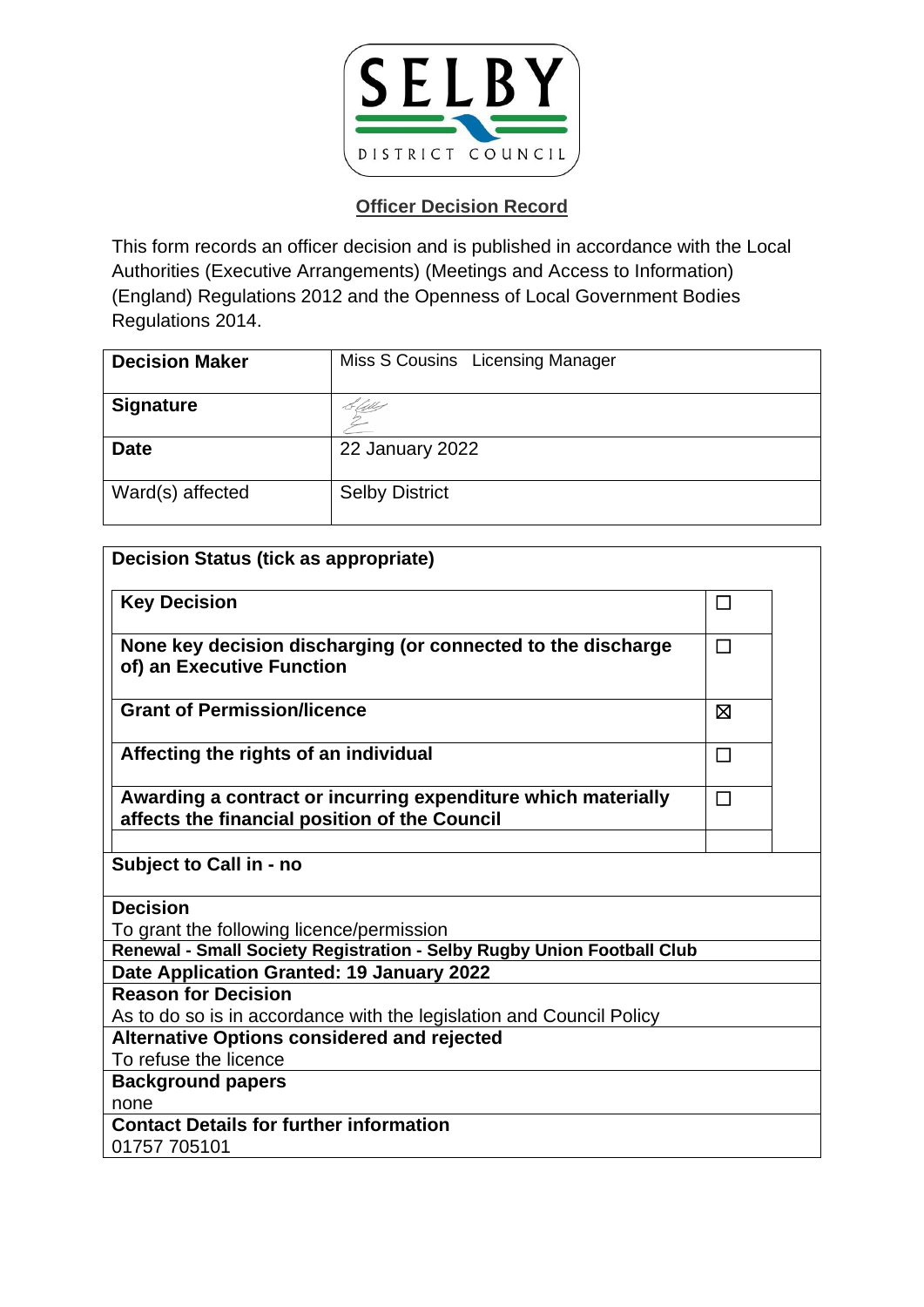SELBY DISTRICT COUNCIL

## Officer Decision Record

This form records an officer decision and is published in accordance with the Local Authorities (Executive Arrangements) (Meetings and Access to Information) (England) Regulations 2012 and the Openness of Local Government Bodies Regulations 2014.

| **Decision Maker** | Miss S Cousins   Licensing Manager |
|---|---|
| **Signature** | |
| **Date** | 22 January 2022 |
| Ward(s) affected | Selby District |

**Decision Status (tick as appropriate)**

| | |
|---|---|
| **Key Decision** | ☐ |
| **None key decision discharging (or connected to the discharge of) an Executive Function** | ☐ |
| **Grant of Permission/licence** | ☒ |
| **Affecting the rights of an individual** | ☐ |
| **Awarding a contract or incurring expenditure which materially affects the financial position of the Council** | ☐ |

**Subject to Call in - no**

**Decision**
To grant the following licence/permission

**Renewal - Small Society Registration - Selby Rugby Union Football Club**

**Date Application Granted: 19 January 2022**

**Reason for Decision**
As to do so is in accordance with the legislation and Council Policy

**Alternative Options considered and rejected**
To refuse the licence

**Background papers**
none

**Contact Details for further information**
01757 705101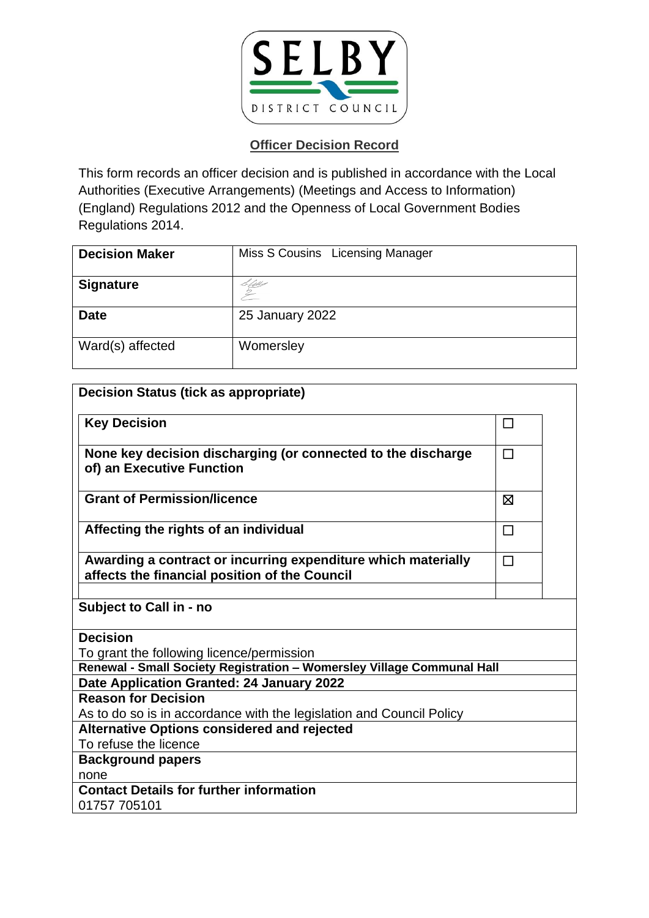**SELBY DISTRICT COUNCIL**

## Officer Decision Record

This form records an officer decision and is published in accordance with the Local Authorities (Executive Arrangements) (Meetings and Access to Information) (England) Regulations 2012 and the Openness of Local Government Bodies Regulations 2014.

| | |
|---|---|
| **Decision Maker** | Miss S Cousins Licensing Manager |
| **Signature** | |
| **Date** | 25 January 2022 |
| Ward(s) affected | Womersley |

**Decision Status (tick as appropriate)**

| | |
|---|---|
| **Key Decision** | ☐ |
| **None key decision discharging (or connected to the discharge of) an Executive Function** | ☐ |
| **Grant of Permission/licence** | ☒ |
| **Affecting the rights of an individual** | ☐ |
| **Awarding a contract or incurring expenditure which materially affects the financial position of the Council** | ☐ |

**Subject to Call in - no**

**Decision**
To grant the following licence/permission

**Renewal - Small Society Registration – Womersley Village Communal Hall**

**Date Application Granted: 24 January 2022**

**Reason for Decision**
As to do so is in accordance with the legislation and Council Policy

**Alternative Options considered and rejected**
To refuse the licence

**Background papers**
none

**Contact Details for further information**
01757 705101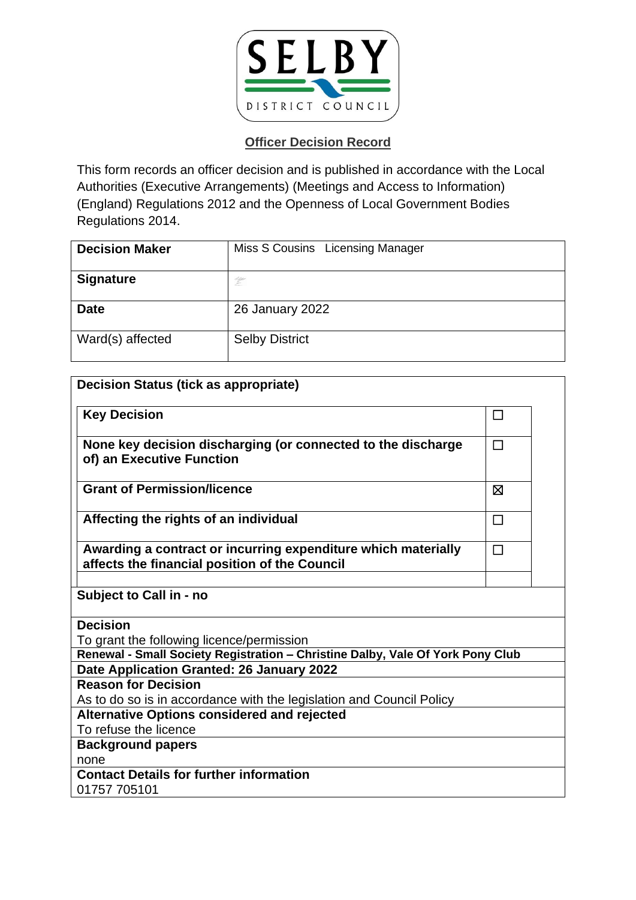SELBY DISTRICT COUNCIL

## Officer Decision Record

This form records an officer decision and is published in accordance with the Local Authorities (Executive Arrangements) (Meetings and Access to Information) (England) Regulations 2012 and the Openness of Local Government Bodies Regulations 2014.

| **Decision Maker** | Miss S Cousins   Licensing Manager |
|---|---|
| **Signature** | |
| **Date** | 26 January 2022 |
| Ward(s) affected | Selby District |

| **Decision Status (tick as appropriate)** | |
|---|---|
| **Key Decision** | ☐ |
| **None key decision discharging (or connected to the discharge of) an Executive Function** | ☐ |
| **Grant of Permission/licence** | ☒ |
| **Affecting the rights of an individual** | ☐ |
| **Awarding a contract or incurring expenditure which materially affects the financial position of the Council** | ☐ |

**Subject to Call in - no**

**Decision**
To grant the following licence/permission

**Renewal - Small Society Registration – Christine Dalby, Vale Of York Pony Club**

**Date Application Granted: 26 January 2022**

**Reason for Decision**
As to do so is in accordance with the legislation and Council Policy

**Alternative Options considered and rejected**
To refuse the licence

**Background papers**
none

**Contact Details for further information**
01757 705101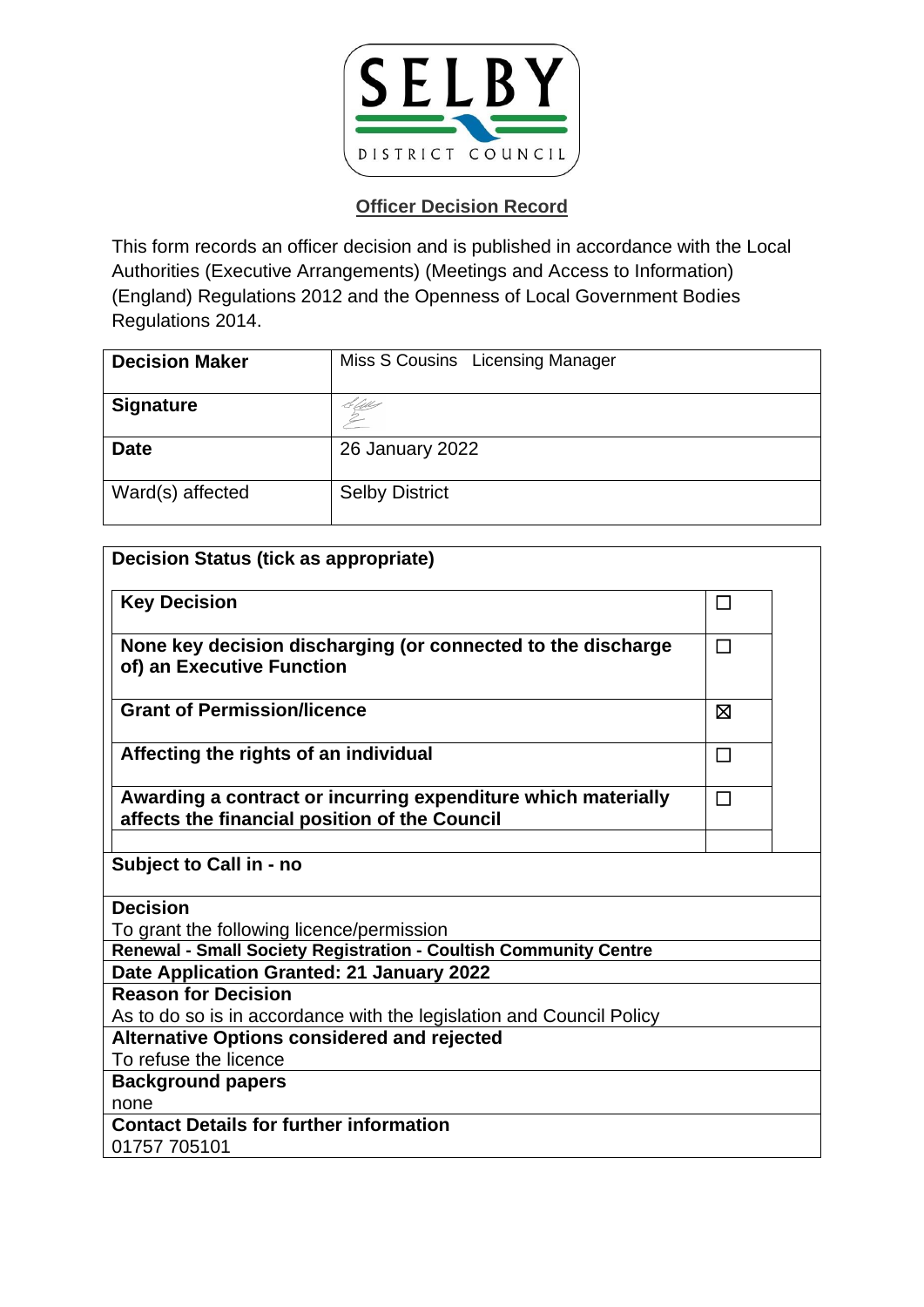SELBY DISTRICT COUNCIL

## Officer Decision Record

This form records an officer decision and is published in accordance with the Local Authorities (Executive Arrangements) (Meetings and Access to Information) (England) Regulations 2012 and the Openness of Local Government Bodies Regulations 2014.

| | |
|---|---|
| **Decision Maker** | Miss S Cousins   Licensing Manager |
| **Signature** | |
| **Date** | 26 January 2022 |
| Ward(s) affected | Selby District |

| **Decision Status (tick as appropriate)** | |
|---|---|
| **Key Decision** | ☐ |
| **None key decision discharging (or connected to the discharge of) an Executive Function** | ☐ |
| **Grant of Permission/licence** | ☒ |
| **Affecting the rights of an individual** | ☐ |
| **Awarding a contract or incurring expenditure which materially affects the financial position of the Council** | ☐ |

**Subject to Call in - no**

**Decision**
To grant the following licence/permission

**Renewal - Small Society Registration - Coultish Community Centre**

**Date Application Granted: 21 January 2022**

**Reason for Decision**
As to do so is in accordance with the legislation and Council Policy

**Alternative Options considered and rejected**
To refuse the licence

**Background papers**
none

**Contact Details for further information**
01757 705101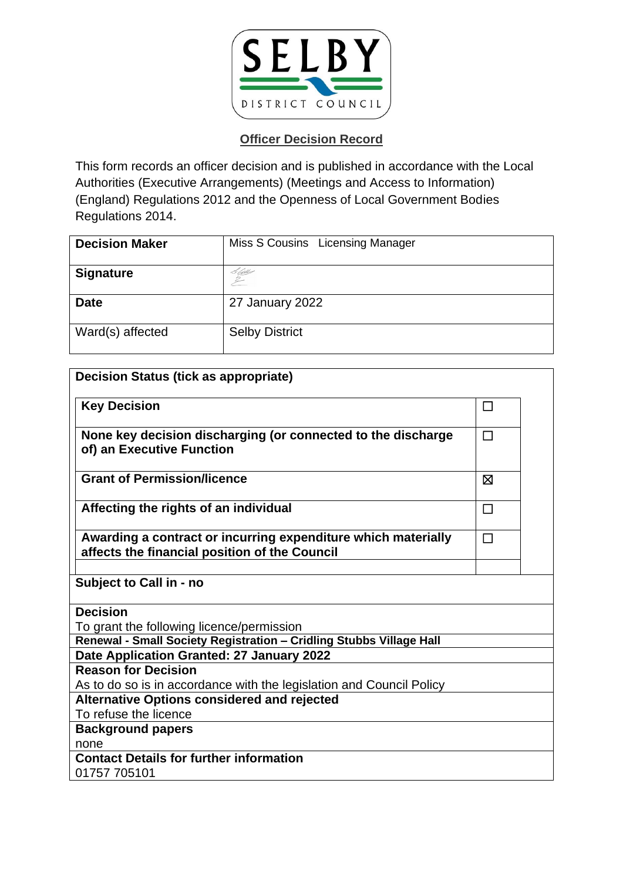SELBY DISTRICT COUNCIL

## Officer Decision Record

This form records an officer decision and is published in accordance with the Local Authorities (Executive Arrangements) (Meetings and Access to Information) (England) Regulations 2012 and the Openness of Local Government Bodies Regulations 2014.

| | |
|---|---|
| **Decision Maker** | Miss S Cousins Licensing Manager |
| **Signature** | |
| **Date** | 27 January 2022 |
| Ward(s) affected | Selby District |

**Decision Status (tick as appropriate)**

| | |
|---|---|
| **Key Decision** | ☐ |
| **None key decision discharging (or connected to the discharge of) an Executive Function** | ☐ |
| **Grant of Permission/licence** | ☒ |
| **Affecting the rights of an individual** | ☐ |
| **Awarding a contract or incurring expenditure which materially affects the financial position of the Council** | ☐ |

**Subject to Call in - no**

**Decision**
To grant the following licence/permission

**Renewal - Small Society Registration – Cridling Stubbs Village Hall**

**Date Application Granted: 27 January 2022**

**Reason for Decision**
As to do so is in accordance with the legislation and Council Policy

**Alternative Options considered and rejected**
To refuse the licence

**Background papers**
none

**Contact Details for further information**
01757 705101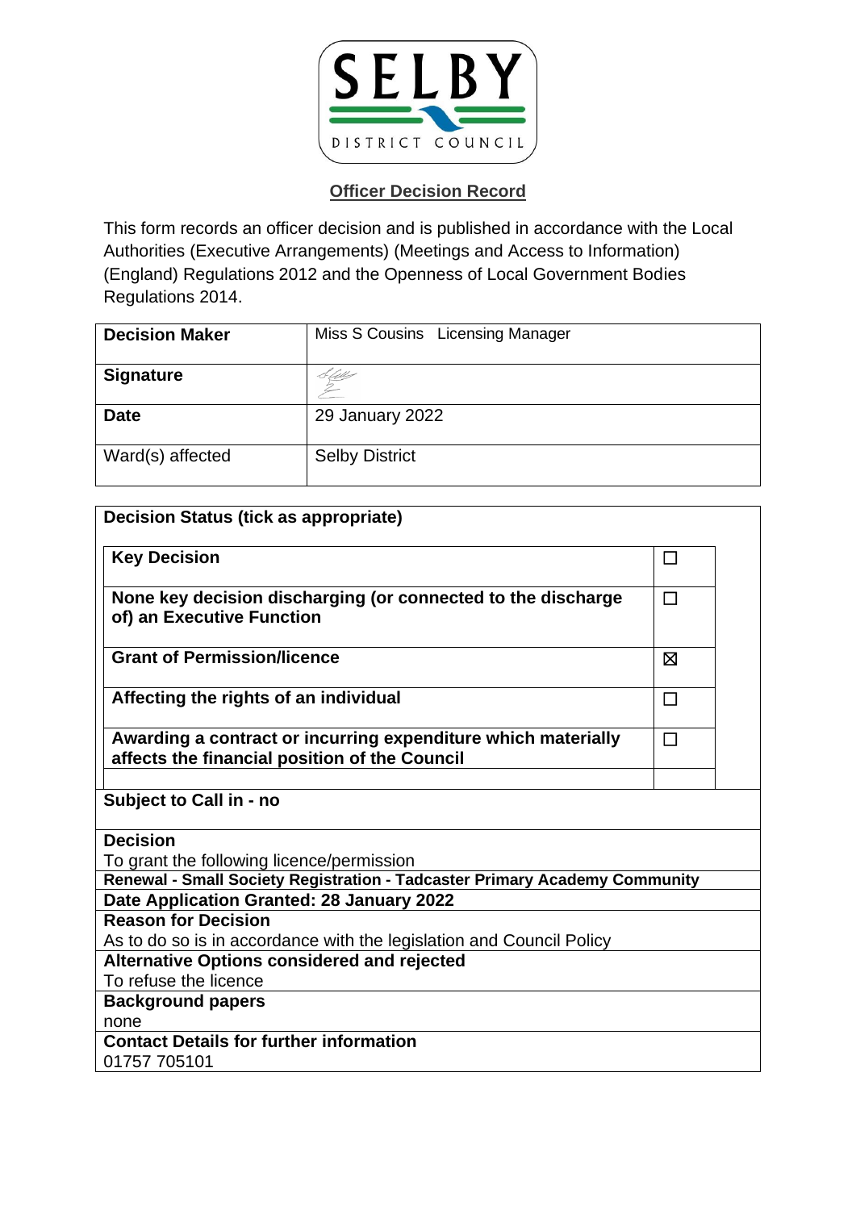SELBY DISTRICT COUNCIL

## Officer Decision Record

This form records an officer decision and is published in accordance with the Local Authorities (Executive Arrangements) (Meetings and Access to Information) (England) Regulations 2012 and the Openness of Local Government Bodies Regulations 2014.

| **Decision Maker** | Miss S Cousins Licensing Manager |
|---|---|
| **Signature** | |
| **Date** | 29 January 2022 |
| Ward(s) affected | Selby District |

| **Decision Status (tick as appropriate)** | |
|---|---|
| **Key Decision** | ☐ |
| **None key decision discharging (or connected to the discharge of) an Executive Function** | ☐ |
| **Grant of Permission/licence** | ☒ |
| **Affecting the rights of an individual** | ☐ |
| **Awarding a contract or incurring expenditure which materially affects the financial position of the Council** | ☐ |

**Subject to Call in - no**

**Decision**
To grant the following licence/permission

**Renewal - Small Society Registration - Tadcaster Primary Academy Community**

**Date Application Granted: 28 January 2022**

**Reason for Decision**
As to do so is in accordance with the legislation and Council Policy

**Alternative Options considered and rejected**
To refuse the licence

**Background papers**
none

**Contact Details for further information**
01757 705101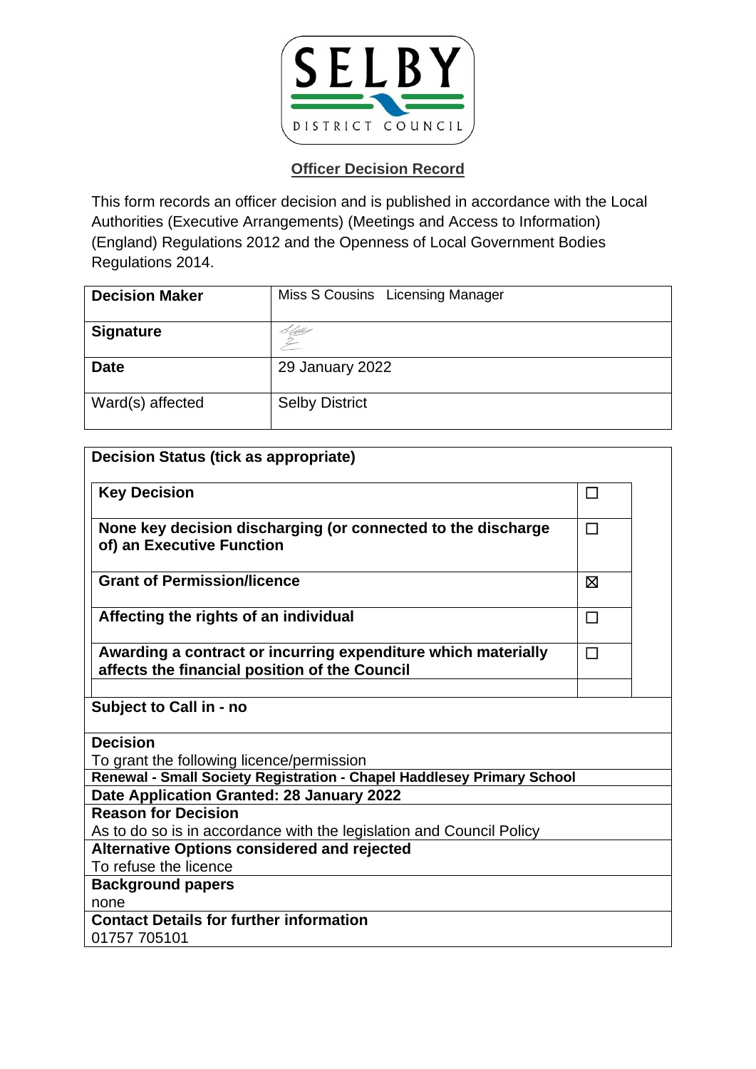SELBY DISTRICT COUNCIL

## Officer Decision Record

This form records an officer decision and is published in accordance with the Local Authorities (Executive Arrangements) (Meetings and Access to Information) (England) Regulations 2012 and the Openness of Local Government Bodies Regulations 2014.

| | |
|---|---|
| **Decision Maker** | Miss S Cousins Licensing Manager |
| **Signature** | |
| **Date** | 29 January 2022 |
| Ward(s) affected | Selby District |

| **Decision Status (tick as appropriate)** | |
|---|---|
| **Key Decision** | ☐ |
| **None key decision discharging (or connected to the discharge of) an Executive Function** | ☐ |
| **Grant of Permission/licence** | ☒ |
| **Affecting the rights of an individual** | ☐ |
| **Awarding a contract or incurring expenditure which materially affects the financial position of the Council** | ☐ |

**Subject to Call in - no**

**Decision**
To grant the following licence/permission

**Renewal - Small Society Registration - Chapel Haddlesey Primary School**

**Date Application Granted: 28 January 2022**

**Reason for Decision**
As to do so is in accordance with the legislation and Council Policy

**Alternative Options considered and rejected**
To refuse the licence

**Background papers**
none

**Contact Details for further information**
01757 705101